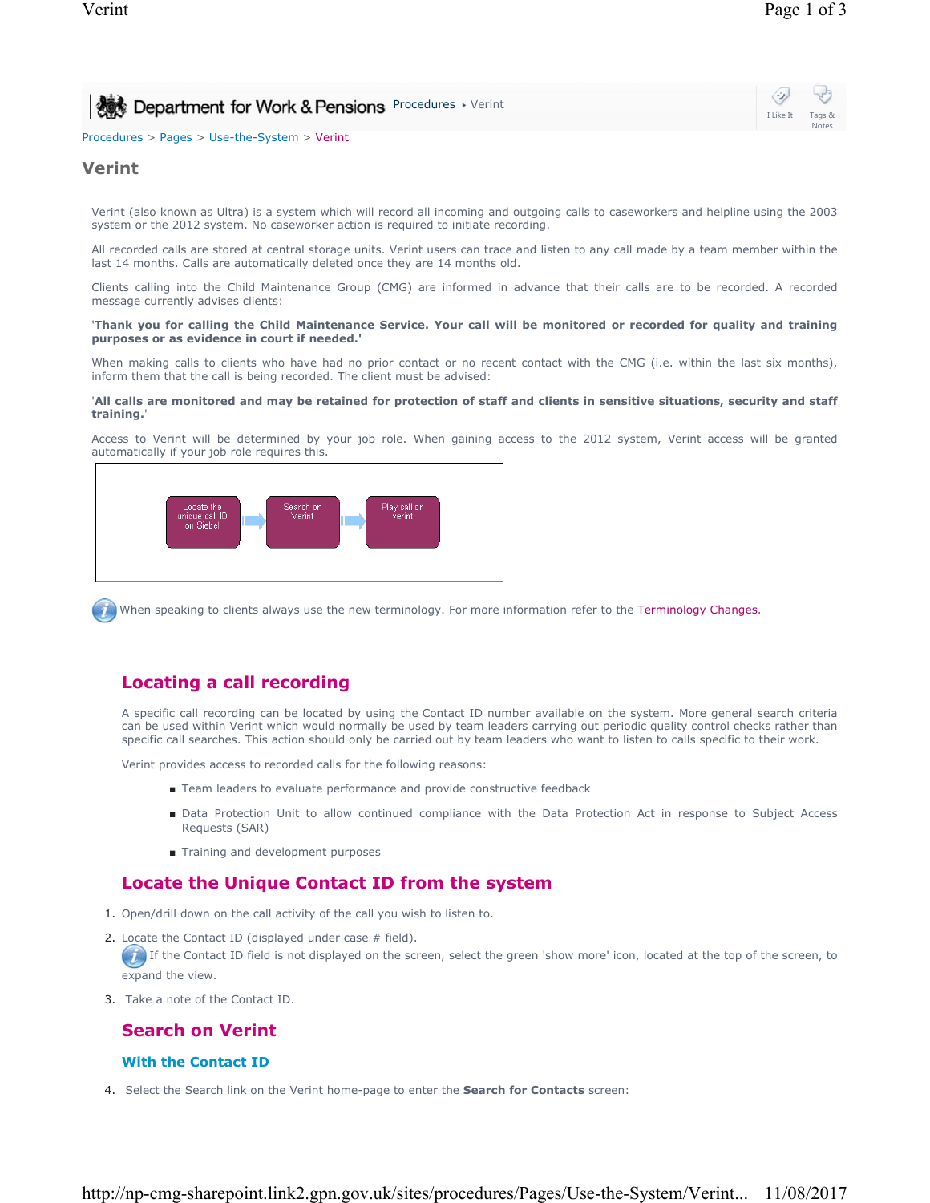Department for Work & Pensions Procedures ▸ Verint

Procedures > Pages > Use-the-System > Verint

# Verint

Verint (also known as Ultra) is a system which will record all incoming and outgoing calls to caseworkers and helpline using the 2003 system or the 2012 system. No caseworker action is required to initiate recording.

All recorded calls are stored at central storage units. Verint users can trace and listen to any call made by a team member within the last 14 months. Calls are automatically deleted once they are 14 months old.

Clients calling into the Child Maintenance Group (CMG) are informed in advance that their calls are to be recorded. A recorded message currently advises clients:

**'Thank you for calling the Child Maintenance Service. Your call will be monitored or recorded for quality and training purposes or as evidence in court if needed.'**

When making calls to clients who have had no prior contact or no recent contact with the CMG (i.e. within the last six months), inform them that the call is being recorded. The client must be advised:

**'All calls are monitored and may be retained for protection of staff and clients in sensitive situations, security and staff training.'**

Access to Verint will be determined by your job role. When gaining access to the 2012 system, Verint access will be granted automatically if your job role requires this.

Locate the unique call ID on Siebel → Search on Verint → Play call on verint

When speaking to clients always use the new terminology. For more information refer to the Terminology Changes.

## Locating a call recording

A specific call recording can be located by using the Contact ID number available on the system. More general search criteria can be used within Verint which would normally be used by team leaders carrying out periodic quality control checks rather than specific call searches. This action should only be carried out by team leaders who want to listen to calls specific to their work.

Verint provides access to recorded calls for the following reasons:

- Team leaders to evaluate performance and provide constructive feedback
- Data Protection Unit to allow continued compliance with the Data Protection Act in response to Subject Access Requests (SAR)
- Training and development purposes

## Locate the Unique Contact ID from the system

1. Open/drill down on the call activity of the call you wish to listen to.
2. Locate the Contact ID (displayed under case # field).
   If the Contact ID field is not displayed on the screen, select the green 'show more' icon, located at the top of the screen, to expand the view.
3. Take a note of the Contact ID.

## Search on Verint

### With the Contact ID

4. Select the Search link on the Verint home-page to enter the **Search for Contacts** screen: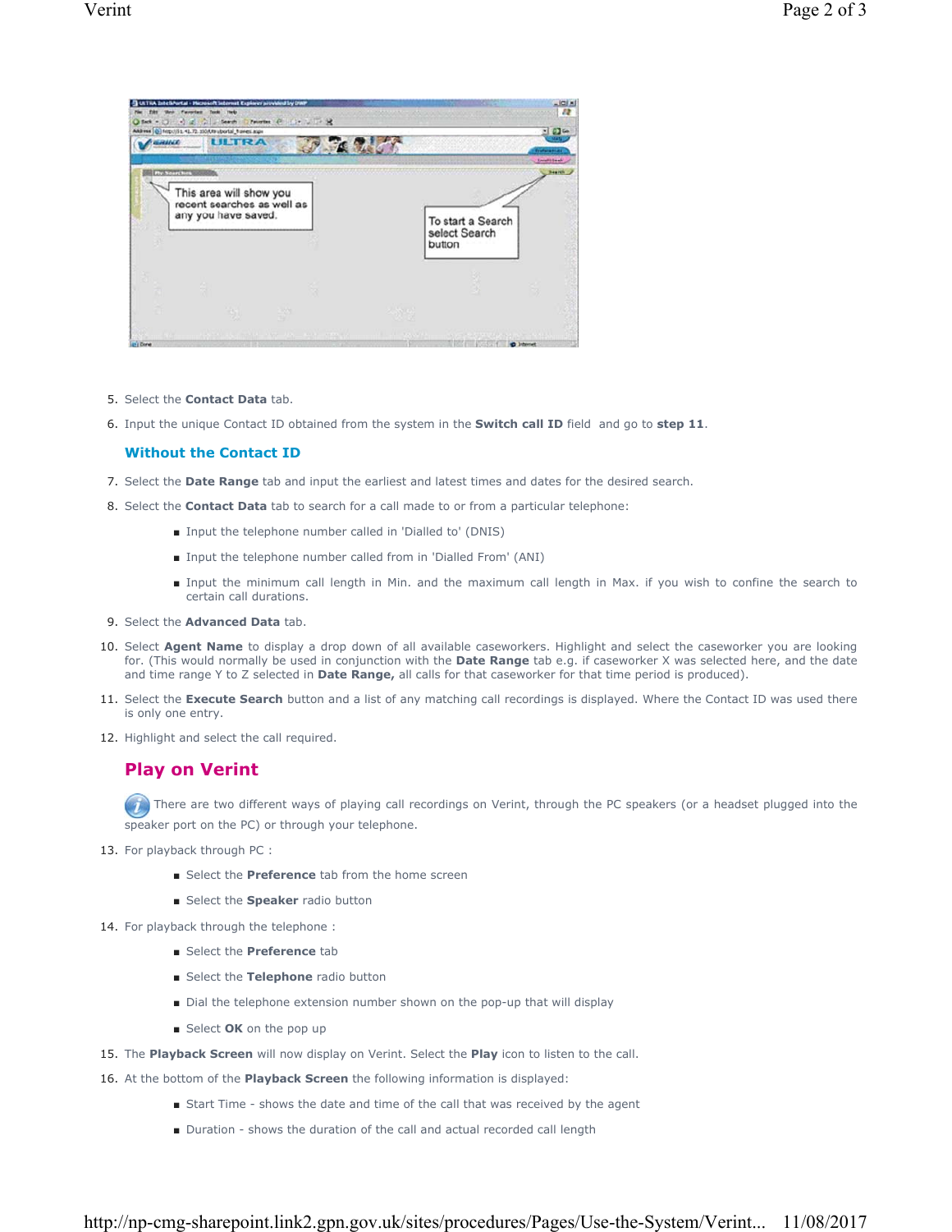5. Select the **Contact Data** tab.
6. Input the unique Contact ID obtained from the system in the **Switch call ID** field and go to **step 11**.

### Without the Contact ID

7. Select the **Date Range** tab and input the earliest and latest times and dates for the desired search.
8. Select the **Contact Data** tab to search for a call made to or from a particular telephone:
   - Input the telephone number called in 'Dialled to' (DNIS)
   - Input the telephone number called from in 'Dialled From' (ANI)
   - Input the minimum call length in Min. and the maximum call length in Max. if you wish to confine the search to certain call durations.
9. Select the **Advanced Data** tab.
10. Select **Agent Name** to display a drop down of all available caseworkers. Highlight and select the caseworker you are looking for. (This would normally be used in conjunction with the **Date Range** tab e.g. if caseworker X was selected here, and the date and time range Y to Z selected in **Date Range,** all calls for that caseworker for that time period is produced).
11. Select the **Execute Search** button and a list of any matching call recordings is displayed. Where the Contact ID was used there is only one entry.
12. Highlight and select the call required.

### Play on Verint

There are two different ways of playing call recordings on Verint, through the PC speakers (or a headset plugged into the speaker port on the PC) or through your telephone.

13. For playback through PC :
    - Select the **Preference** tab from the home screen
    - Select the **Speaker** radio button
14. For playback through the telephone :
    - Select the **Preference** tab
    - Select the **Telephone** radio button
    - Dial the telephone extension number shown on the pop-up that will display
    - Select **OK** on the pop up
15. The **Playback Screen** will now display on Verint. Select the **Play** icon to listen to the call.
16. At the bottom of the **Playback Screen** the following information is displayed:
    - Start Time - shows the date and time of the call that was received by the agent
    - Duration - shows the duration of the call and actual recorded call length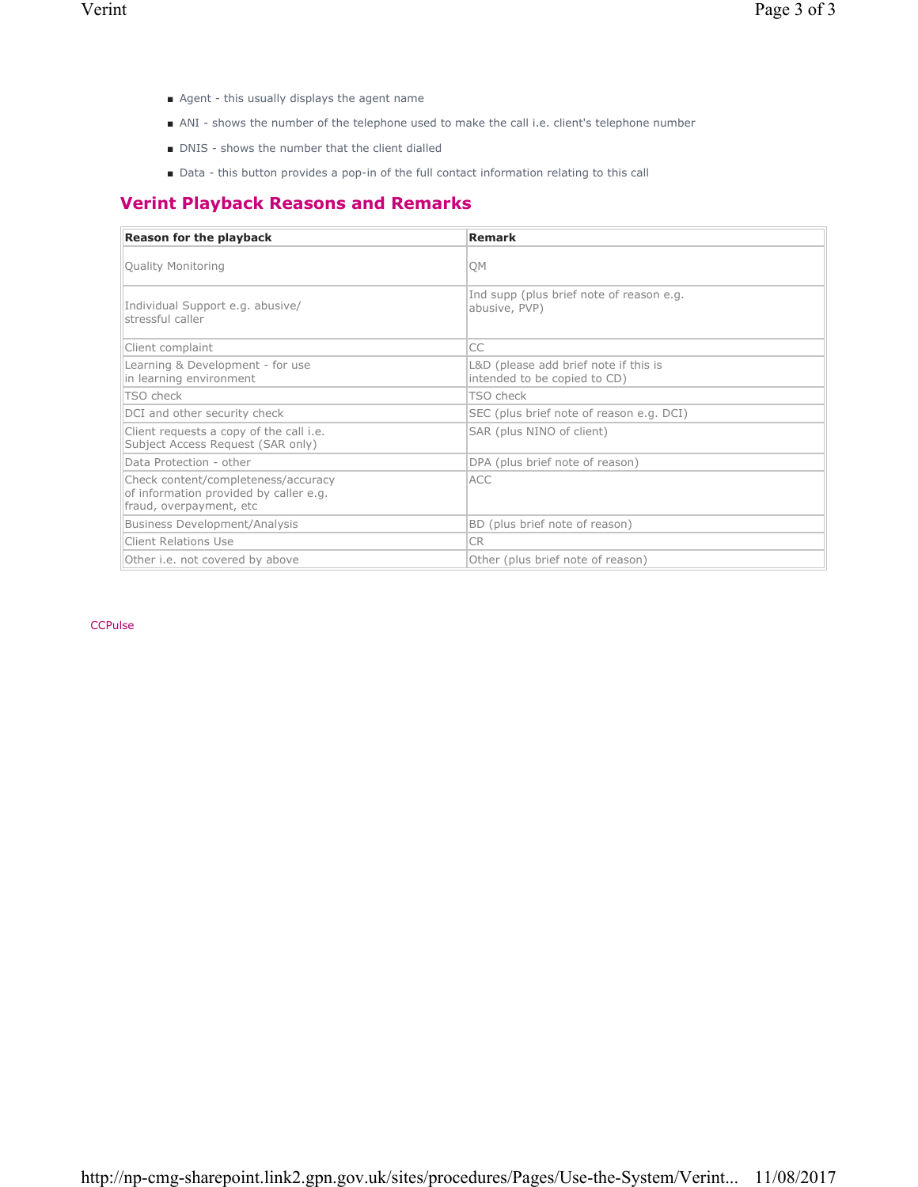- Agent - this usually displays the agent name
- ANI - shows the number of the telephone used to make the call i.e. client's telephone number
- DNIS - shows the number that the client dialled
- Data - this button provides a pop-in of the full contact information relating to this call

## Verint Playback Reasons and Remarks

| Reason for the playback | Remark |
|---|---|
| Quality Monitoring | QM |
| Individual Support e.g. abusive/ stressful caller | Ind supp (plus brief note of reason e.g. abusive, PVP) |
| Client complaint | CC |
| Learning & Development - for use in learning environment | L&D (please add brief note if this is intended to be copied to CD) |
| TSO check | TSO check |
| DCI and other security check | SEC (plus brief note of reason e.g. DCI) |
| Client requests a copy of the call i.e. Subject Access Request (SAR only) | SAR (plus NINO of client) |
| Data Protection - other | DPA (plus brief note of reason) |
| Check content/completeness/accuracy of information provided by caller e.g. fraud, overpayment, etc | ACC |
| Business Development/Analysis | BD (plus brief note of reason) |
| Client Relations Use | CR |
| Other i.e. not covered by above | Other (plus brief note of reason) |

CCPulse